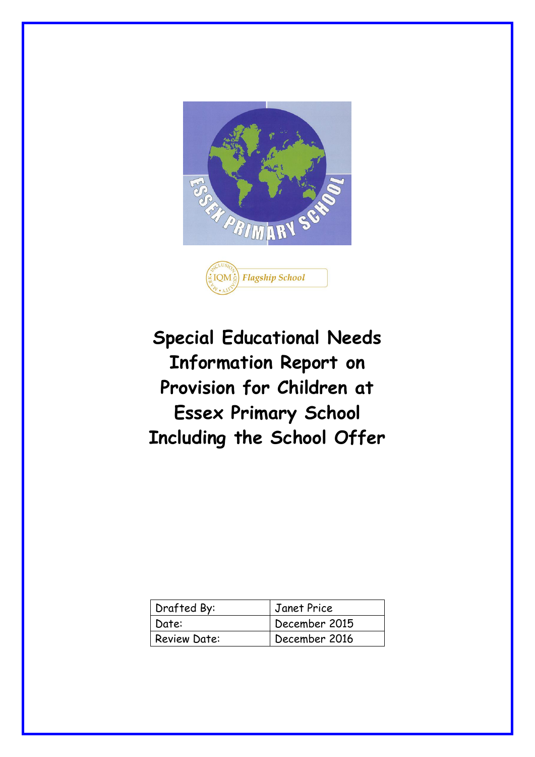# Special Educational Needs Information Report on Provision for Children at Essex Primary School Including the School Offer

| Drafted By: | Janet Price |
| --- | --- |
| Date: | December 2015 |
| Review Date: | December 2016 |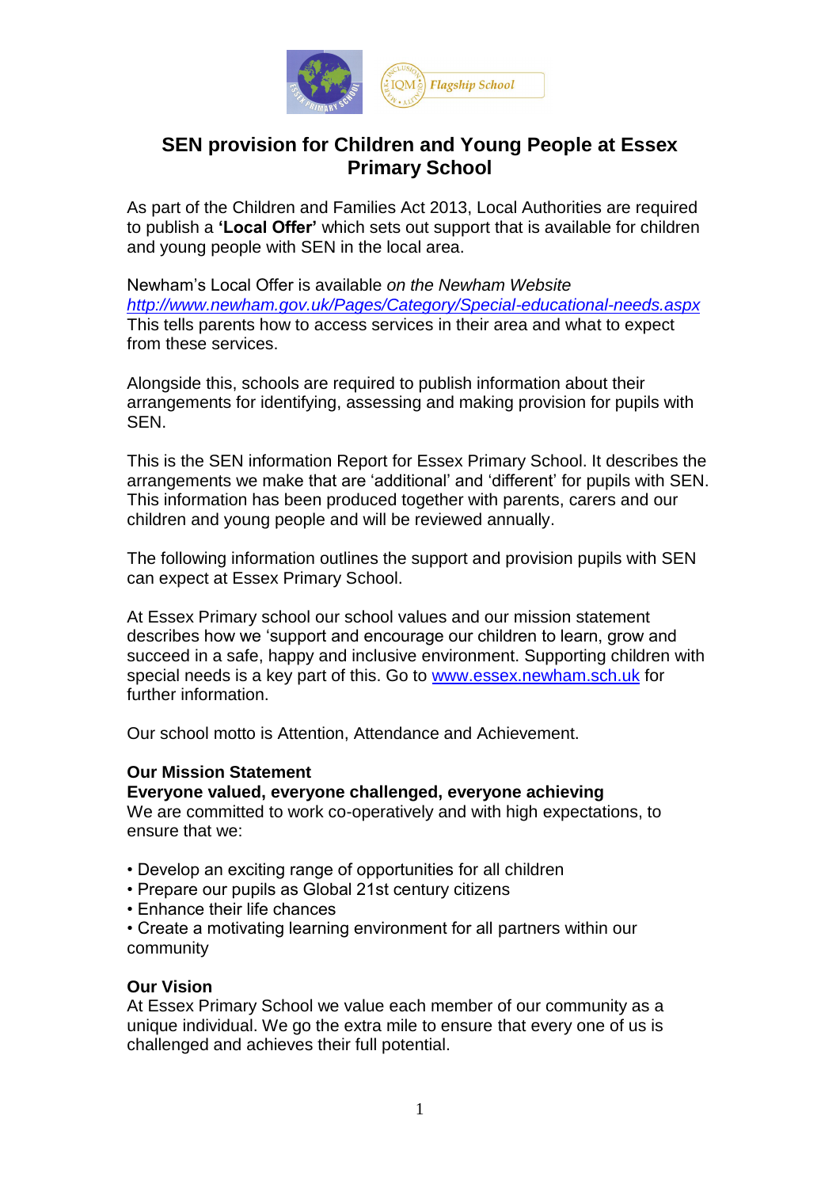# SEN provision for Children and Young People at Essex Primary School

As part of the Children and Families Act 2013, Local Authorities are required to publish a **'Local Offer'** which sets out support that is available for children and young people with SEN in the local area.

Newham's Local Offer is available *on the Newham Website*
*http://www.newham.gov.uk/Pages/Category/Special-educational-needs.aspx*
This tells parents how to access services in their area and what to expect from these services.

Alongside this, schools are required to publish information about their arrangements for identifying, assessing and making provision for pupils with SEN.

This is the SEN information Report for Essex Primary School. It describes the arrangements we make that are 'additional' and 'different' for pupils with SEN. This information has been produced together with parents, carers and our children and young people and will be reviewed annually.

The following information outlines the support and provision pupils with SEN can expect at Essex Primary School.

At Essex Primary school our school values and our mission statement describes how we 'support and encourage our children to learn, grow and succeed in a safe, happy and inclusive environment. Supporting children with special needs is a key part of this. Go to www.essex.newham.sch.uk for further information.

Our school motto is Attention, Attendance and Achievement.

**Our Mission Statement**
**Everyone valued, everyone challenged, everyone achieving**
We are committed to work co-operatively and with high expectations, to ensure that we:

- Develop an exciting range of opportunities for all children
- Prepare our pupils as Global 21st century citizens
- Enhance their life chances
- Create a motivating learning environment for all partners within our community

**Our Vision**
At Essex Primary School we value each member of our community as a unique individual. We go the extra mile to ensure that every one of us is challenged and achieves their full potential.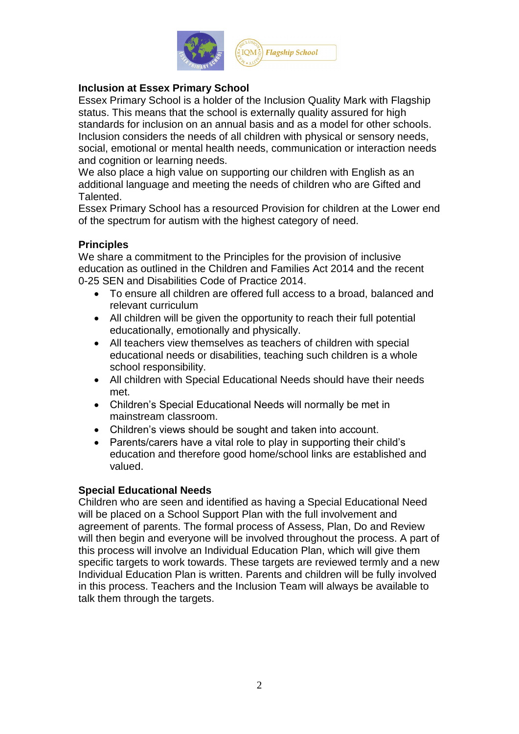## Inclusion at Essex Primary School

Essex Primary School is a holder of the Inclusion Quality Mark with Flagship status. This means that the school is externally quality assured for high standards for inclusion on an annual basis and as a model for other schools. Inclusion considers the needs of all children with physical or sensory needs, social, emotional or mental health needs, communication or interaction needs and cognition or learning needs.

We also place a high value on supporting our children with English as an additional language and meeting the needs of children who are Gifted and Talented.

Essex Primary School has a resourced Provision for children at the Lower end of the spectrum for autism with the highest category of need.

## Principles

We share a commitment to the Principles for the provision of inclusive education as outlined in the Children and Families Act 2014 and the recent 0-25 SEN and Disabilities Code of Practice 2014.

- To ensure all children are offered full access to a broad, balanced and relevant curriculum
- All children will be given the opportunity to reach their full potential educationally, emotionally and physically.
- All teachers view themselves as teachers of children with special educational needs or disabilities, teaching such children is a whole school responsibility.
- All children with Special Educational Needs should have their needs met.
- Children's Special Educational Needs will normally be met in mainstream classroom.
- Children's views should be sought and taken into account.
- Parents/carers have a vital role to play in supporting their child's education and therefore good home/school links are established and valued.

## Special Educational Needs

Children who are seen and identified as having a Special Educational Need will be placed on a School Support Plan with the full involvement and agreement of parents. The formal process of Assess, Plan, Do and Review will then begin and everyone will be involved throughout the process. A part of this process will involve an Individual Education Plan, which will give them specific targets to work towards. These targets are reviewed termly and a new Individual Education Plan is written. Parents and children will be fully involved in this process. Teachers and the Inclusion Team will always be available to talk them through the targets.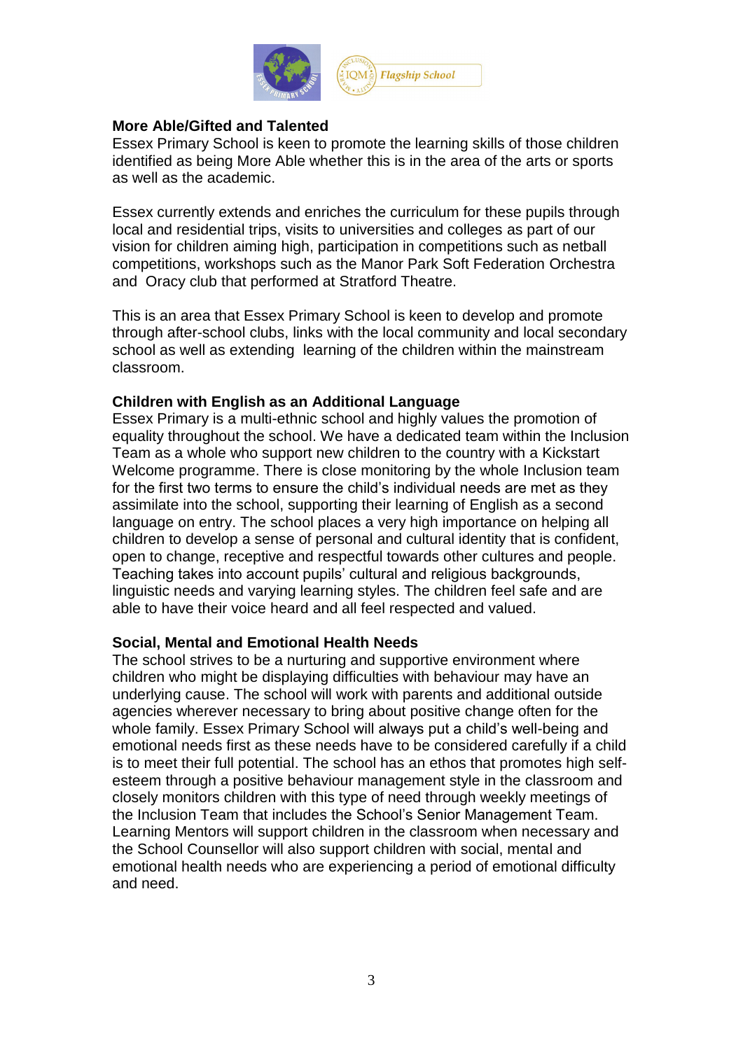### More Able/Gifted and Talented

Essex Primary School is keen to promote the learning skills of those children identified as being More Able whether this is in the area of the arts or sports as well as the academic.

Essex currently extends and enriches the curriculum for these pupils through local and residential trips, visits to universities and colleges as part of our vision for children aiming high, participation in competitions such as netball competitions, workshops such as the Manor Park Soft Federation Orchestra and Oracy club that performed at Stratford Theatre.

This is an area that Essex Primary School is keen to develop and promote through after-school clubs, links with the local community and local secondary school as well as extending learning of the children within the mainstream classroom.

### Children with English as an Additional Language

Essex Primary is a multi-ethnic school and highly values the promotion of equality throughout the school. We have a dedicated team within the Inclusion Team as a whole who support new children to the country with a Kickstart Welcome programme. There is close monitoring by the whole Inclusion team for the first two terms to ensure the child's individual needs are met as they assimilate into the school, supporting their learning of English as a second language on entry. The school places a very high importance on helping all children to develop a sense of personal and cultural identity that is confident, open to change, receptive and respectful towards other cultures and people. Teaching takes into account pupils' cultural and religious backgrounds, linguistic needs and varying learning styles. The children feel safe and are able to have their voice heard and all feel respected and valued.

### Social, Mental and Emotional Health Needs

The school strives to be a nurturing and supportive environment where children who might be displaying difficulties with behaviour may have an underlying cause. The school will work with parents and additional outside agencies wherever necessary to bring about positive change often for the whole family. Essex Primary School will always put a child's well-being and emotional needs first as these needs have to be considered carefully if a child is to meet their full potential. The school has an ethos that promotes high self-esteem through a positive behaviour management style in the classroom and closely monitors children with this type of need through weekly meetings of the Inclusion Team that includes the School's Senior Management Team. Learning Mentors will support children in the classroom when necessary and the School Counsellor will also support children with social, mental and emotional health needs who are experiencing a period of emotional difficulty and need.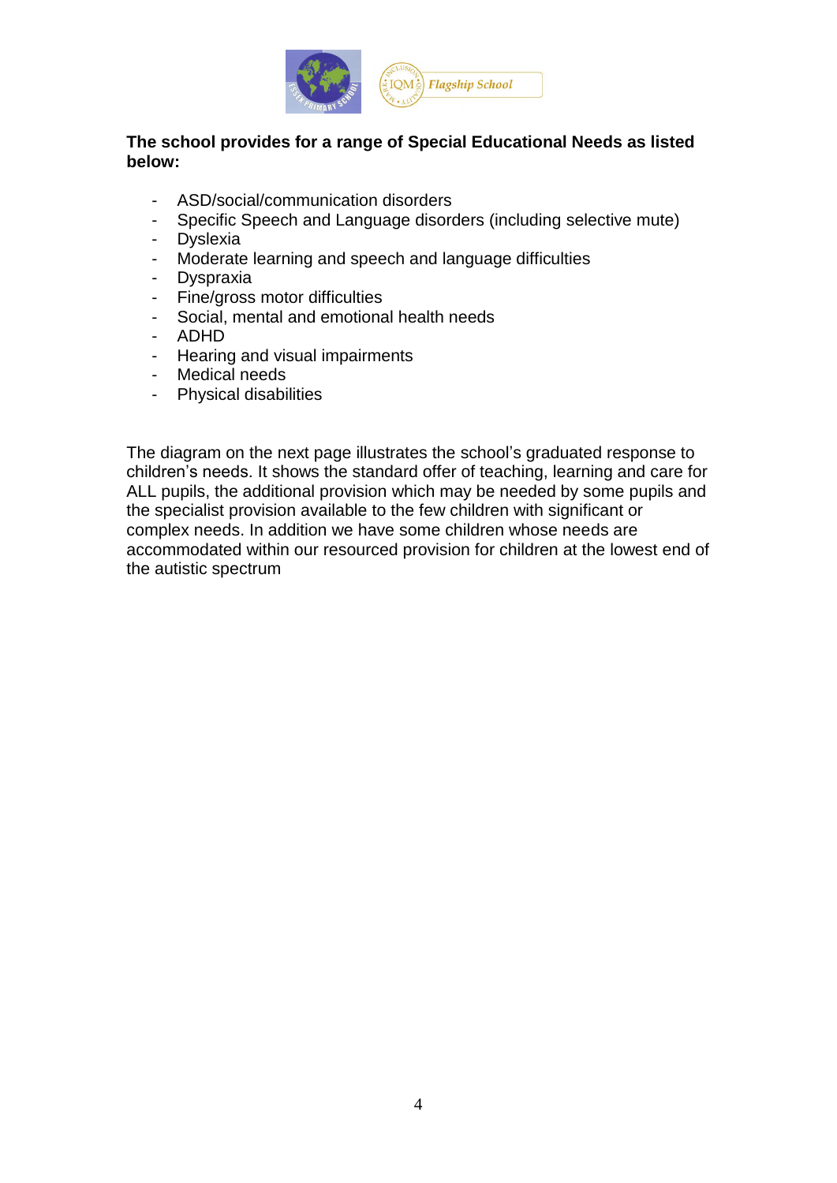**The school provides for a range of Special Educational Needs as listed below:**

- ASD/social/communication disorders
- Specific Speech and Language disorders (including selective mute)
- Dyslexia
- Moderate learning and speech and language difficulties
- Dyspraxia
- Fine/gross motor difficulties
- Social, mental and emotional health needs
- ADHD
- Hearing and visual impairments
- Medical needs
- Physical disabilities

The diagram on the next page illustrates the school's graduated response to children's needs. It shows the standard offer of teaching, learning and care for ALL pupils, the additional provision which may be needed by some pupils and the specialist provision available to the few children with significant or complex needs. In addition we have some children whose needs are accommodated within our resourced provision for children at the lowest end of the autistic spectrum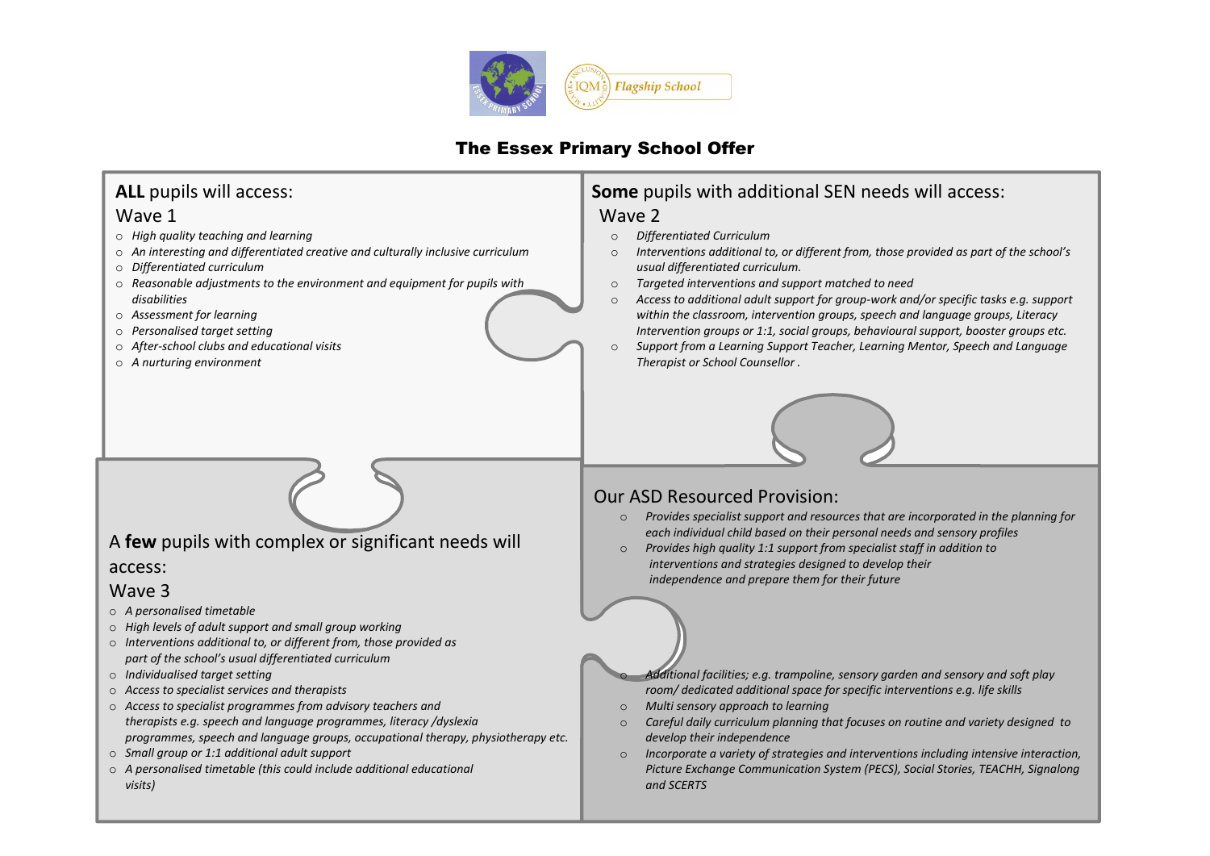# The Essex Primary School Offer

## **ALL** pupils will access:

### Wave 1

- *High quality teaching and learning*
- *An interesting and differentiated creative and culturally inclusive curriculum*
- *Differentiated curriculum*
- *Reasonable adjustments to the environment and equipment for pupils with disabilities*
- *Assessment for learning*
- *Personalised target setting*
- *After-school clubs and educational visits*
- *A nurturing environment*

## **Some** pupils with additional SEN needs will access:

### Wave 2

- *Differentiated Curriculum*
- *Interventions additional to, or different from, those provided as part of the school's usual differentiated curriculum.*
- *Targeted interventions and support matched to need*
- *Access to additional adult support for group-work and/or specific tasks e.g. support within the classroom, intervention groups, speech and language groups, Literacy Intervention groups or 1:1, social groups, behavioural support, booster groups etc.*
- *Support from a Learning Support Teacher, Learning Mentor, Speech and Language Therapist or School Counsellor .*

## A **few** pupils with complex or significant needs will access:

### Wave 3

- *A personalised timetable*
- *High levels of adult support and small group working*
- *Interventions additional to, or different from, those provided as part of the school's usual differentiated curriculum*
- *Individualised target setting*
- *Access to specialist services and therapists*
- *Access to specialist programmes from advisory teachers and therapists e.g. speech and language programmes, literacy /dyslexia programmes, speech and language groups, occupational therapy, physiotherapy etc.*
- *Small group or 1:1 additional adult support*
- *A personalised timetable (this could include additional educational visits)*

## Our ASD Resourced Provision:

- *Provides specialist support and resources that are incorporated in the planning for each individual child based on their personal needs and sensory profiles*
- *Provides high quality 1:1 support from specialist staff in addition to interventions and strategies designed to develop their independence and prepare them for their future*
- *Additional facilities; e.g. trampoline, sensory garden and sensory and soft play room/ dedicated additional space for specific interventions e.g. life skills*
- *Multi sensory approach to learning*
- *Careful daily curriculum planning that focuses on routine and variety designed to develop their independence*
- *Incorporate a variety of strategies and interventions including intensive interaction, Picture Exchange Communication System (PECS), Social Stories, TEACHH, Signalong and SCERTS*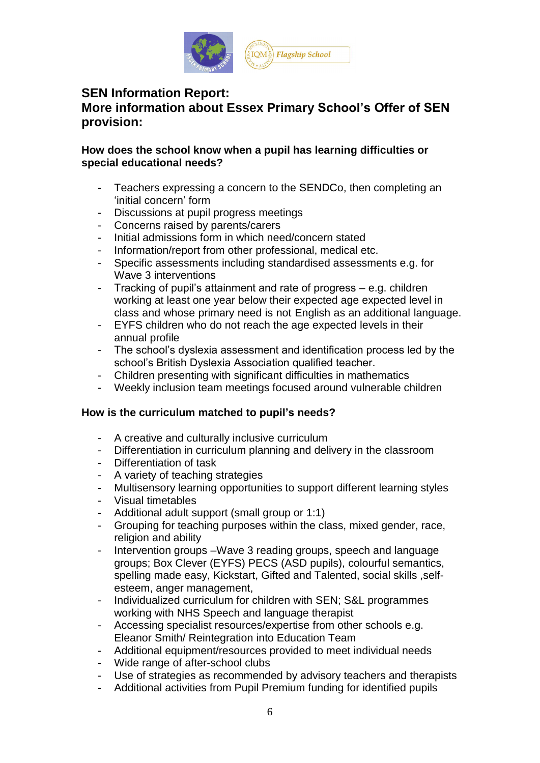## SEN Information Report:
## More information about Essex Primary School's Offer of SEN provision:

### How does the school know when a pupil has learning difficulties or special educational needs?

- Teachers expressing a concern to the SENDCo, then completing an 'initial concern' form
- Discussions at pupil progress meetings
- Concerns raised by parents/carers
- Initial admissions form in which need/concern stated
- Information/report from other professional, medical etc.
- Specific assessments including standardised assessments e.g. for Wave 3 interventions
- Tracking of pupil's attainment and rate of progress – e.g. children working at least one year below their expected age expected level in class and whose primary need is not English as an additional language.
- EYFS children who do not reach the age expected levels in their annual profile
- The school's dyslexia assessment and identification process led by the school's British Dyslexia Association qualified teacher.
- Children presenting with significant difficulties in mathematics
- Weekly inclusion team meetings focused around vulnerable children

### How is the curriculum matched to pupil's needs?

- A creative and culturally inclusive curriculum
- Differentiation in curriculum planning and delivery in the classroom
- Differentiation of task
- A variety of teaching strategies
- Multisensory learning opportunities to support different learning styles
- Visual timetables
- Additional adult support (small group or 1:1)
- Grouping for teaching purposes within the class, mixed gender, race, religion and ability
- Intervention groups –Wave 3 reading groups, speech and language groups; Box Clever (EYFS) PECS (ASD pupils), colourful semantics, spelling made easy, Kickstart, Gifted and Talented, social skills ,self-esteem, anger management,
- Individualized curriculum for children with SEN; S&L programmes working with NHS Speech and language therapist
- Accessing specialist resources/expertise from other schools e.g. Eleanor Smith/ Reintegration into Education Team
- Additional equipment/resources provided to meet individual needs
- Wide range of after-school clubs
- Use of strategies as recommended by advisory teachers and therapists
- Additional activities from Pupil Premium funding for identified pupils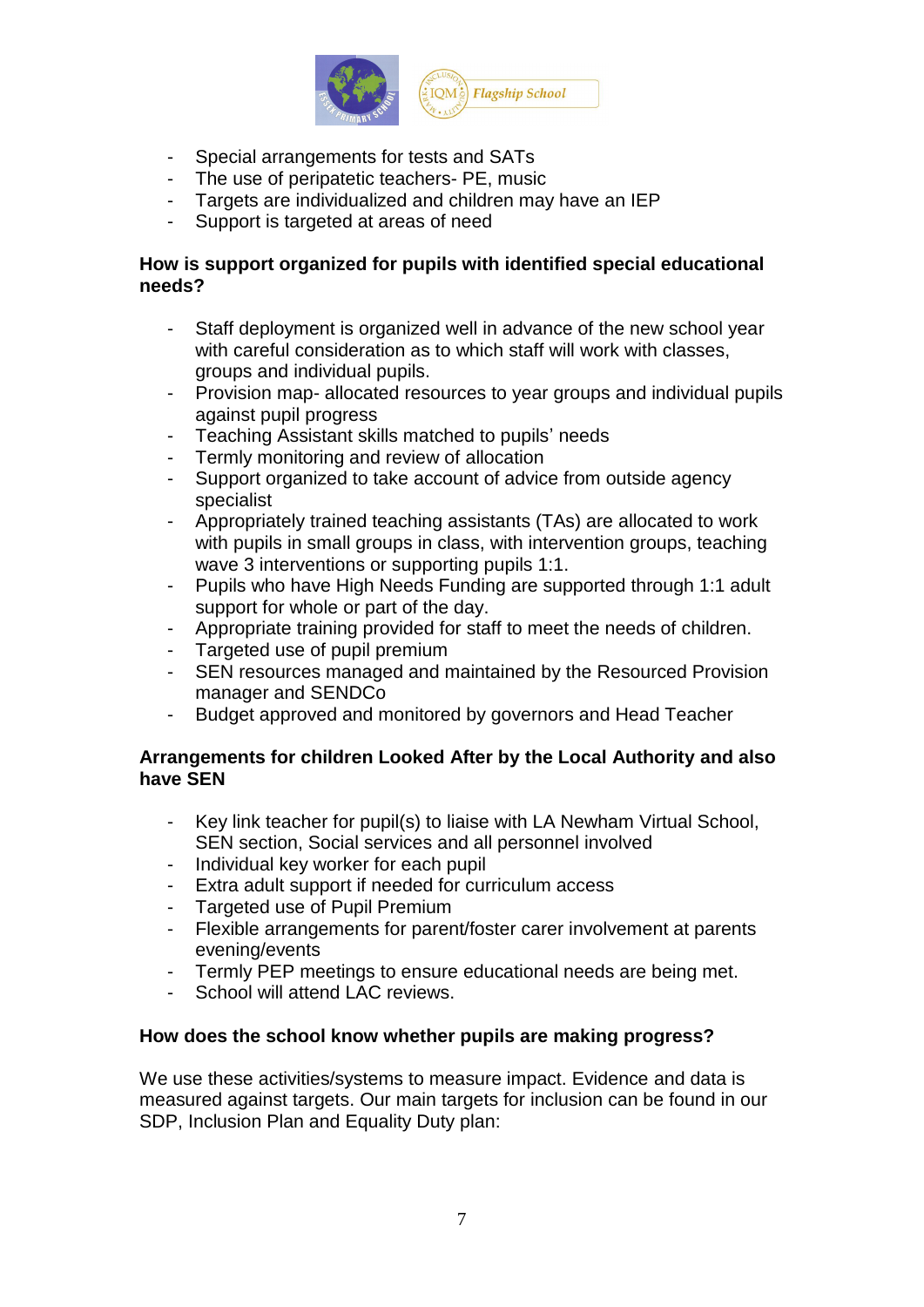- Special arrangements for tests and SATs
- The use of peripatetic teachers- PE, music
- Targets are individualized and children may have an IEP
- Support is targeted at areas of need

**How is support organized for pupils with identified special educational needs?**

- Staff deployment is organized well in advance of the new school year with careful consideration as to which staff will work with classes, groups and individual pupils.
- Provision map- allocated resources to year groups and individual pupils against pupil progress
- Teaching Assistant skills matched to pupils' needs
- Termly monitoring and review of allocation
- Support organized to take account of advice from outside agency specialist
- Appropriately trained teaching assistants (TAs) are allocated to work with pupils in small groups in class, with intervention groups, teaching wave 3 interventions or supporting pupils 1:1.
- Pupils who have High Needs Funding are supported through 1:1 adult support for whole or part of the day.
- Appropriate training provided for staff to meet the needs of children.
- Targeted use of pupil premium
- SEN resources managed and maintained by the Resourced Provision manager and SENDCo
- Budget approved and monitored by governors and Head Teacher

**Arrangements for children Looked After by the Local Authority and also have SEN**

- Key link teacher for pupil(s) to liaise with LA Newham Virtual School, SEN section, Social services and all personnel involved
- Individual key worker for each pupil
- Extra adult support if needed for curriculum access
- Targeted use of Pupil Premium
- Flexible arrangements for parent/foster carer involvement at parents evening/events
- Termly PEP meetings to ensure educational needs are being met.
- School will attend LAC reviews.

**How does the school know whether pupils are making progress?**

We use these activities/systems to measure impact. Evidence and data is measured against targets. Our main targets for inclusion can be found in our SDP, Inclusion Plan and Equality Duty plan: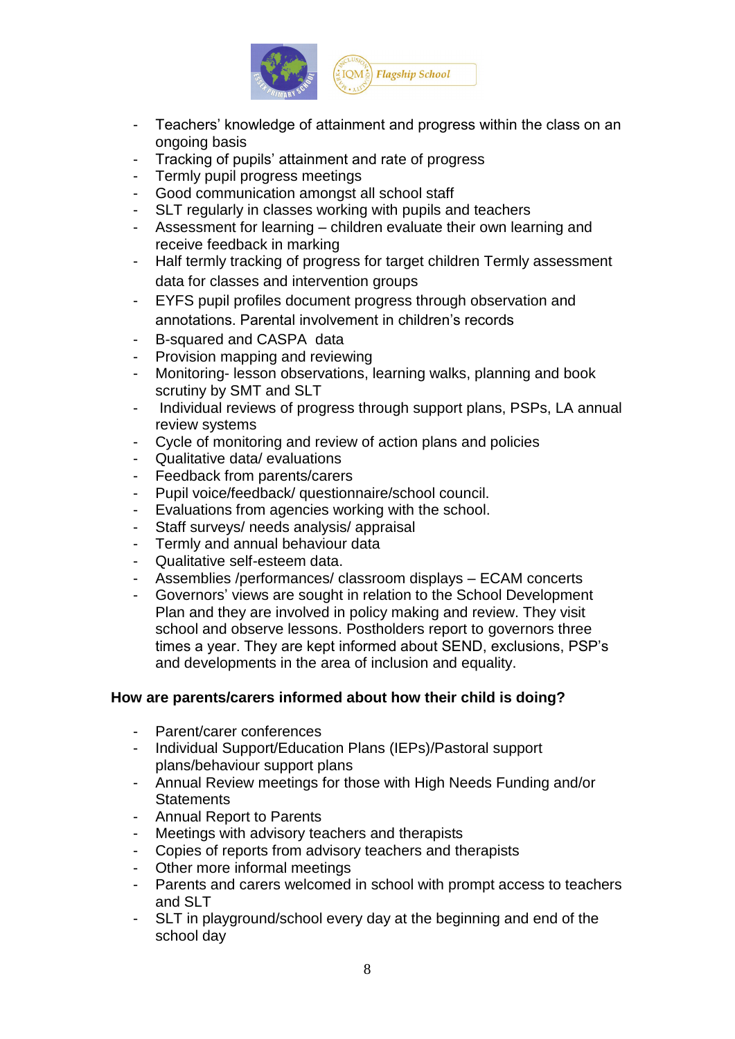- Teachers' knowledge of attainment and progress within the class on an ongoing basis
- Tracking of pupils' attainment and rate of progress
- Termly pupil progress meetings
- Good communication amongst all school staff
- SLT regularly in classes working with pupils and teachers
- Assessment for learning – children evaluate their own learning and receive feedback in marking
- Half termly tracking of progress for target children Termly assessment data for classes and intervention groups
- EYFS pupil profiles document progress through observation and annotations. Parental involvement in children's records
- B-squared and CASPA data
- Provision mapping and reviewing
- Monitoring- lesson observations, learning walks, planning and book scrutiny by SMT and SLT
- Individual reviews of progress through support plans, PSPs, LA annual review systems
- Cycle of monitoring and review of action plans and policies
- Qualitative data/ evaluations
- Feedback from parents/carers
- Pupil voice/feedback/ questionnaire/school council.
- Evaluations from agencies working with the school.
- Staff surveys/ needs analysis/ appraisal
- Termly and annual behaviour data
- Qualitative self-esteem data.
- Assemblies /performances/ classroom displays – ECAM concerts
- Governors' views are sought in relation to the School Development Plan and they are involved in policy making and review. They visit school and observe lessons. Postholders report to governors three times a year. They are kept informed about SEND, exclusions, PSP's and developments in the area of inclusion and equality.

**How are parents/carers informed about how their child is doing?**

- Parent/carer conferences
- Individual Support/Education Plans (IEPs)/Pastoral support plans/behaviour support plans
- Annual Review meetings for those with High Needs Funding and/or Statements
- Annual Report to Parents
- Meetings with advisory teachers and therapists
- Copies of reports from advisory teachers and therapists
- Other more informal meetings
- Parents and carers welcomed in school with prompt access to teachers and SLT
- SLT in playground/school every day at the beginning and end of the school day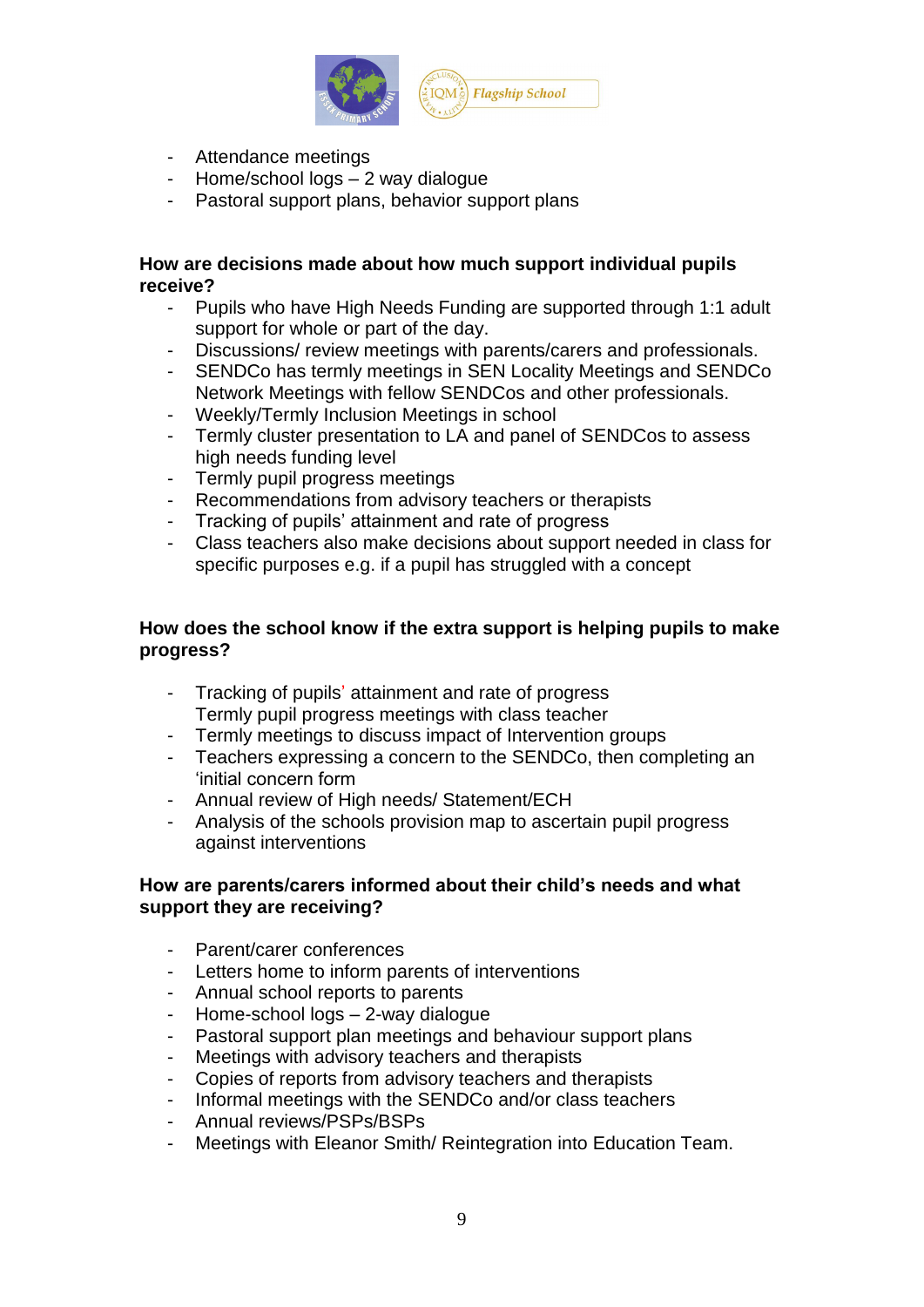- Attendance meetings
- Home/school logs – 2 way dialogue
- Pastoral support plans, behavior support plans

**How are decisions made about how much support individual pupils receive?**

- Pupils who have High Needs Funding are supported through 1:1 adult support for whole or part of the day.
- Discussions/ review meetings with parents/carers and professionals.
- SENDCo has termly meetings in SEN Locality Meetings and SENDCo Network Meetings with fellow SENDCos and other professionals.
- Weekly/Termly Inclusion Meetings in school
- Termly cluster presentation to LA and panel of SENDCos to assess high needs funding level
- Termly pupil progress meetings
- Recommendations from advisory teachers or therapists
- Tracking of pupils' attainment and rate of progress
- Class teachers also make decisions about support needed in class for specific purposes e.g. if a pupil has struggled with a concept

**How does the school know if the extra support is helping pupils to make progress?**

- Tracking of pupils' attainment and rate of progress
  Termly pupil progress meetings with class teacher
- Termly meetings to discuss impact of Intervention groups
- Teachers expressing a concern to the SENDCo, then completing an 'initial concern form
- Annual review of High needs/ Statement/ECH
- Analysis of the schools provision map to ascertain pupil progress against interventions

**How are parents/carers informed about their child's needs and what support they are receiving?**

- Parent/carer conferences
- Letters home to inform parents of interventions
- Annual school reports to parents
- Home-school logs – 2-way dialogue
- Pastoral support plan meetings and behaviour support plans
- Meetings with advisory teachers and therapists
- Copies of reports from advisory teachers and therapists
- Informal meetings with the SENDCo and/or class teachers
- Annual reviews/PSPs/BSPs
- Meetings with Eleanor Smith/ Reintegration into Education Team.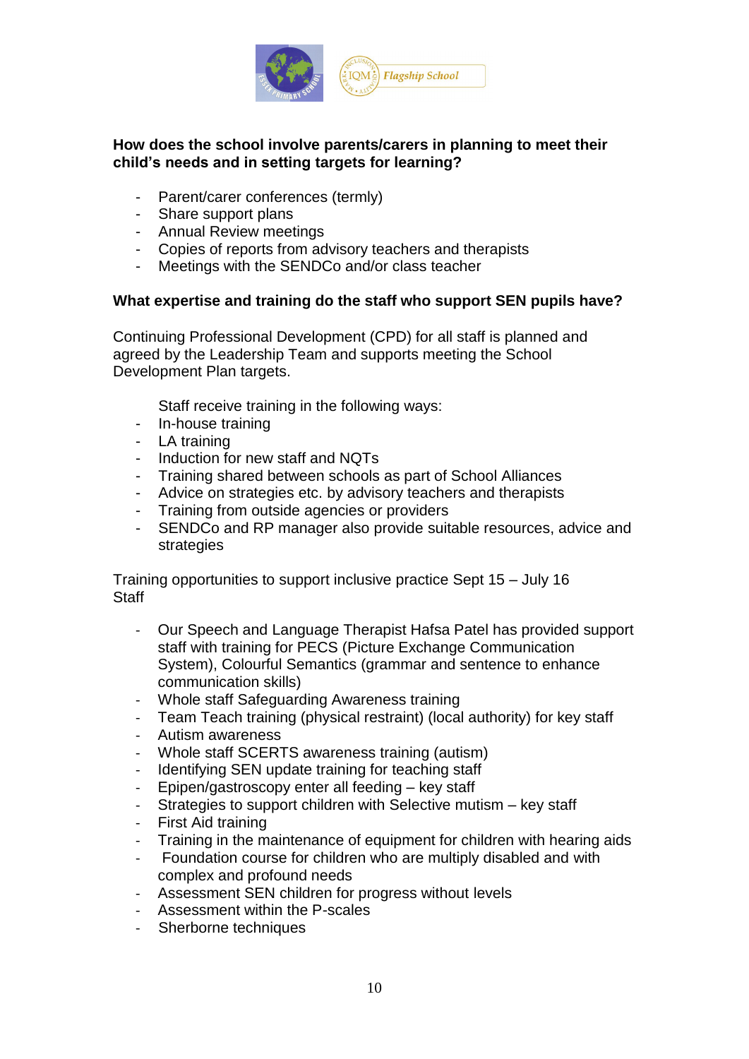**How does the school involve parents/carers in planning to meet their child's needs and in setting targets for learning?**

- Parent/carer conferences (termly)
- Share support plans
- Annual Review meetings
- Copies of reports from advisory teachers and therapists
- Meetings with the SENDCo and/or class teacher

**What expertise and training do the staff who support SEN pupils have?**

Continuing Professional Development (CPD) for all staff is planned and agreed by the Leadership Team and supports meeting the School Development Plan targets.

Staff receive training in the following ways:

- In-house training
- LA training
- Induction for new staff and NQTs
- Training shared between schools as part of School Alliances
- Advice on strategies etc. by advisory teachers and therapists
- Training from outside agencies or providers
- SENDCo and RP manager also provide suitable resources, advice and strategies

Training opportunities to support inclusive practice Sept 15 – July 16
Staff

- Our Speech and Language Therapist Hafsa Patel has provided support staff with training for PECS (Picture Exchange Communication System), Colourful Semantics (grammar and sentence to enhance communication skills)
- Whole staff Safeguarding Awareness training
- Team Teach training (physical restraint) (local authority) for key staff
- Autism awareness
- Whole staff SCERTS awareness training (autism)
- Identifying SEN update training for teaching staff
- Epipen/gastroscopy enter all feeding – key staff
- Strategies to support children with Selective mutism – key staff
- First Aid training
- Training in the maintenance of equipment for children with hearing aids
- Foundation course for children who are multiply disabled and with complex and profound needs
- Assessment SEN children for progress without levels
- Assessment within the P-scales
- Sherborne techniques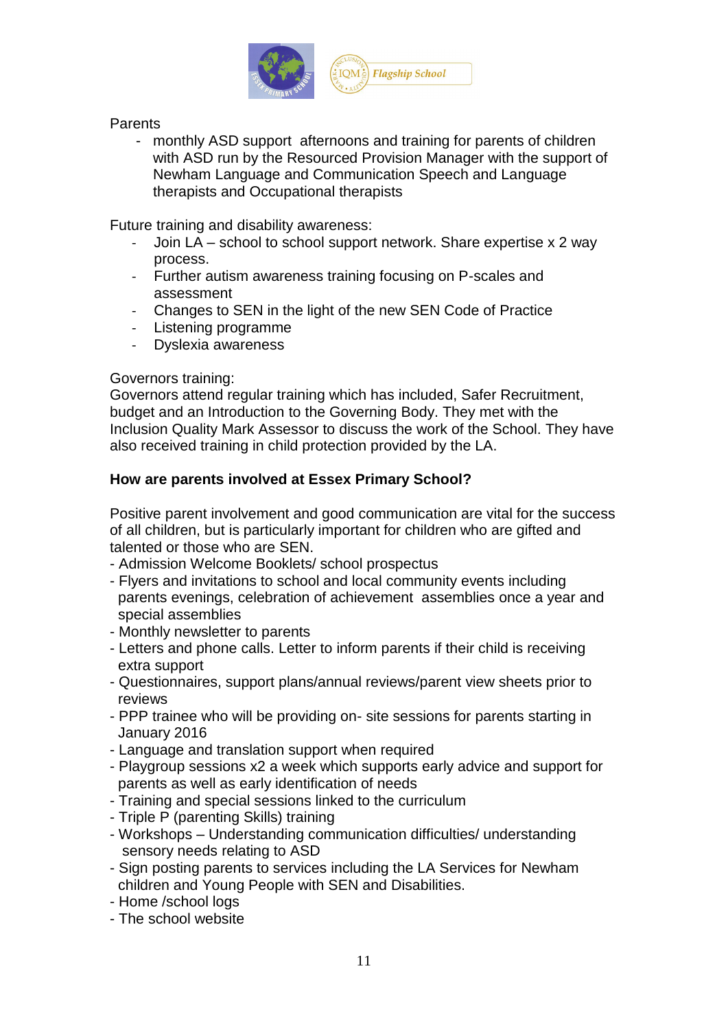Parents

- monthly ASD support afternoons and training for parents of children with ASD run by the Resourced Provision Manager with the support of Newham Language and Communication Speech and Language therapists and Occupational therapists

Future training and disability awareness:

- Join LA – school to school support network. Share expertise x 2 way process.
- Further autism awareness training focusing on P-scales and assessment
- Changes to SEN in the light of the new SEN Code of Practice
- Listening programme
- Dyslexia awareness

Governors training:
Governors attend regular training which has included, Safer Recruitment, budget and an Introduction to the Governing Body. They met with the Inclusion Quality Mark Assessor to discuss the work of the School. They have also received training in child protection provided by the LA.

**How are parents involved at Essex Primary School?**

Positive parent involvement and good communication are vital for the success of all children, but is particularly important for children who are gifted and talented or those who are SEN.

- Admission Welcome Booklets/ school prospectus
- Flyers and invitations to school and local community events including parents evenings, celebration of achievement assemblies once a year and special assemblies
- Monthly newsletter to parents
- Letters and phone calls. Letter to inform parents if their child is receiving extra support
- Questionnaires, support plans/annual reviews/parent view sheets prior to reviews
- PPP trainee who will be providing on- site sessions for parents starting in January 2016
- Language and translation support when required
- Playgroup sessions x2 a week which supports early advice and support for parents as well as early identification of needs
- Training and special sessions linked to the curriculum
- Triple P (parenting Skills) training
- Workshops – Understanding communication difficulties/ understanding sensory needs relating to ASD
- Sign posting parents to services including the LA Services for Newham children and Young People with SEN and Disabilities.
- Home /school logs
- The school website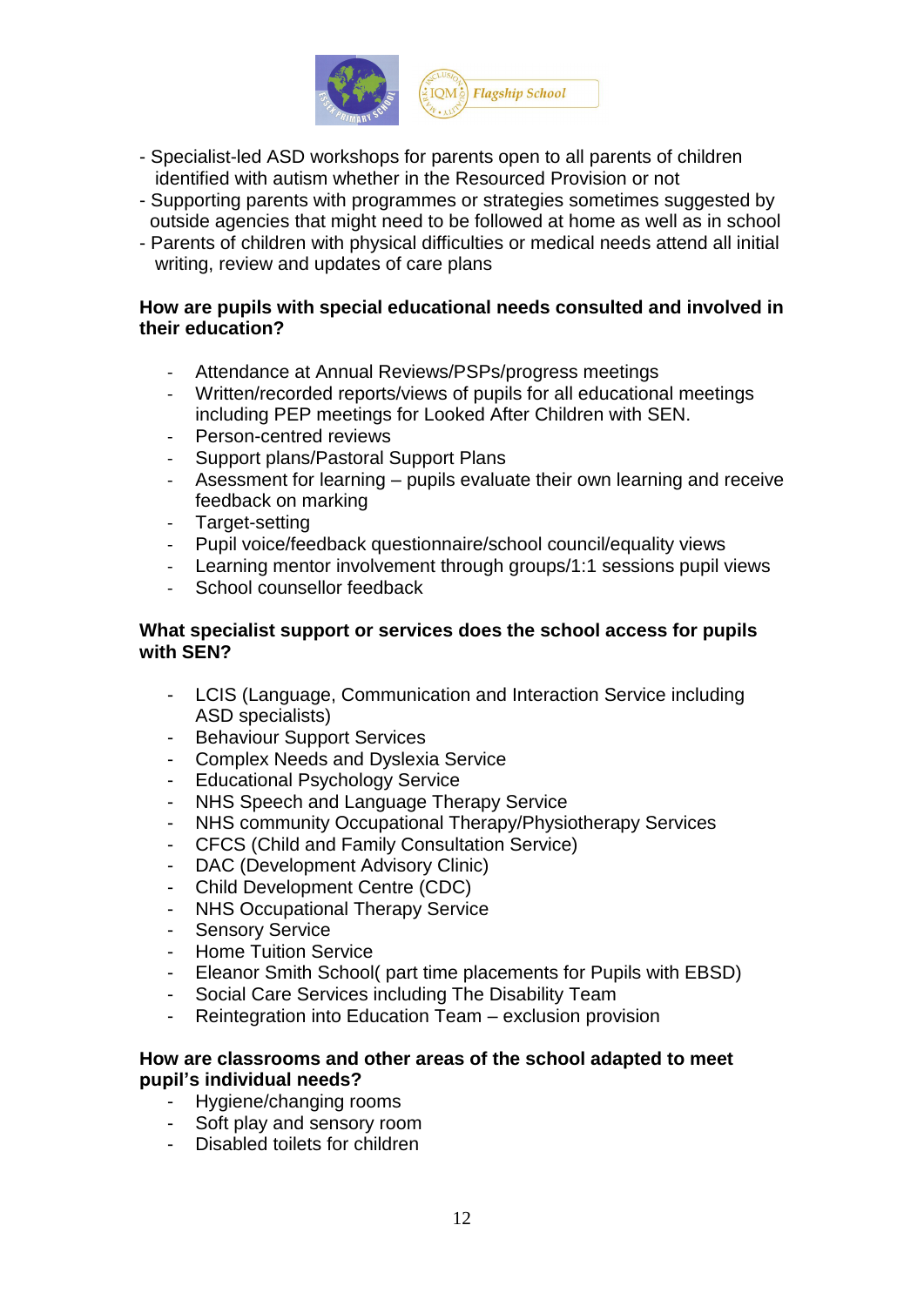- Specialist-led ASD workshops for parents open to all parents of children identified with autism whether in the Resourced Provision or not
- Supporting parents with programmes or strategies sometimes suggested by outside agencies that might need to be followed at home as well as in school
- Parents of children with physical difficulties or medical needs attend all initial writing, review and updates of care plans

**How are pupils with special educational needs consulted and involved in their education?**

- Attendance at Annual Reviews/PSPs/progress meetings
- Written/recorded reports/views of pupils for all educational meetings including PEP meetings for Looked After Children with SEN.
- Person-centred reviews
- Support plans/Pastoral Support Plans
- Asessment for learning – pupils evaluate their own learning and receive feedback on marking
- Target-setting
- Pupil voice/feedback questionnaire/school council/equality views
- Learning mentor involvement through groups/1:1 sessions pupil views
- School counsellor feedback

**What specialist support or services does the school access for pupils with SEN?**

- LCIS (Language, Communication and Interaction Service including ASD specialists)
- Behaviour Support Services
- Complex Needs and Dyslexia Service
- Educational Psychology Service
- NHS Speech and Language Therapy Service
- NHS community Occupational Therapy/Physiotherapy Services
- CFCS (Child and Family Consultation Service)
- DAC (Development Advisory Clinic)
- Child Development Centre (CDC)
- NHS Occupational Therapy Service
- Sensory Service
- Home Tuition Service
- Eleanor Smith School( part time placements for Pupils with EBSD)
- Social Care Services including The Disability Team
- Reintegration into Education Team – exclusion provision

**How are classrooms and other areas of the school adapted to meet pupil's individual needs?**

- Hygiene/changing rooms
- Soft play and sensory room
- Disabled toilets for children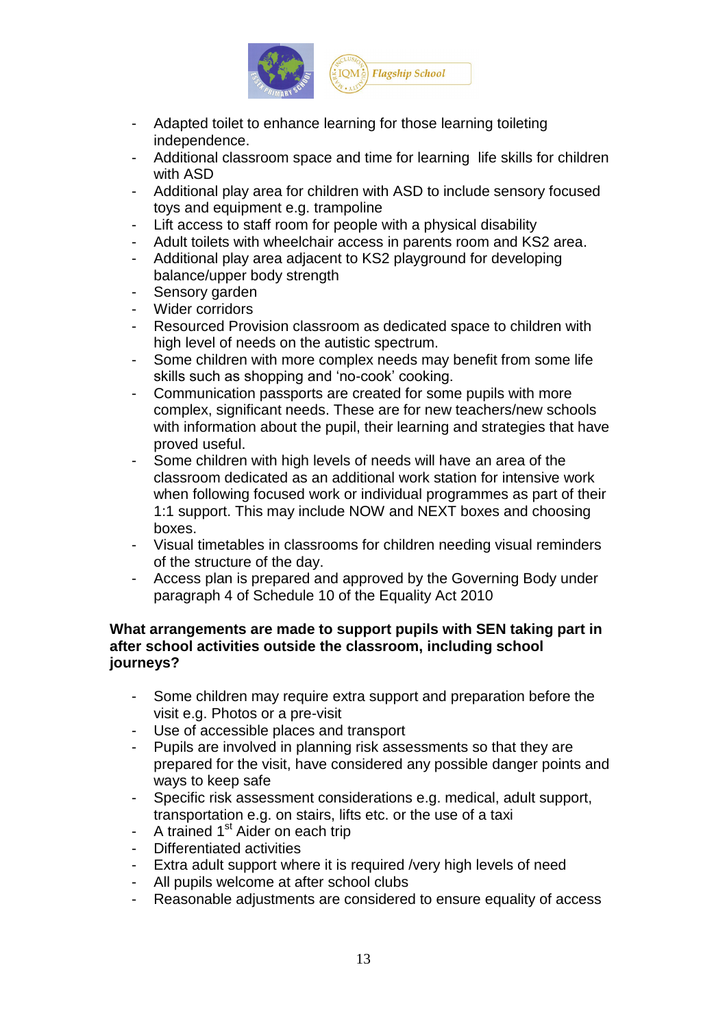- Adapted toilet to enhance learning for those learning toileting independence.
- Additional classroom space and time for learning  life skills for children with ASD
- Additional play area for children with ASD to include sensory focused toys and equipment e.g. trampoline
- Lift access to staff room for people with a physical disability
- Adult toilets with wheelchair access in parents room and KS2 area.
- Additional play area adjacent to KS2 playground for developing balance/upper body strength
- Sensory garden
- Wider corridors
- Resourced Provision classroom as dedicated space to children with high level of needs on the autistic spectrum.
- Some children with more complex needs may benefit from some life skills such as shopping and 'no-cook' cooking.
- Communication passports are created for some pupils with more complex, significant needs. These are for new teachers/new schools with information about the pupil, their learning and strategies that have proved useful.
- Some children with high levels of needs will have an area of the classroom dedicated as an additional work station for intensive work when following focused work or individual programmes as part of their 1:1 support. This may include NOW and NEXT boxes and choosing boxes.
- Visual timetables in classrooms for children needing visual reminders of the structure of the day.
- Access plan is prepared and approved by the Governing Body under paragraph 4 of Schedule 10 of the Equality Act 2010

**What arrangements are made to support pupils with SEN taking part in after school activities outside the classroom, including school journeys?**

- Some children may require extra support and preparation before the visit e.g. Photos or a pre-visit
- Use of accessible places and transport
- Pupils are involved in planning risk assessments so that they are prepared for the visit, have considered any possible danger points and ways to keep safe
- Specific risk assessment considerations e.g. medical, adult support, transportation e.g. on stairs, lifts etc. or the use of a taxi
- A trained 1st Aider on each trip
- Differentiated activities
- Extra adult support where it is required /very high levels of need
- All pupils welcome at after school clubs
- Reasonable adjustments are considered to ensure equality of access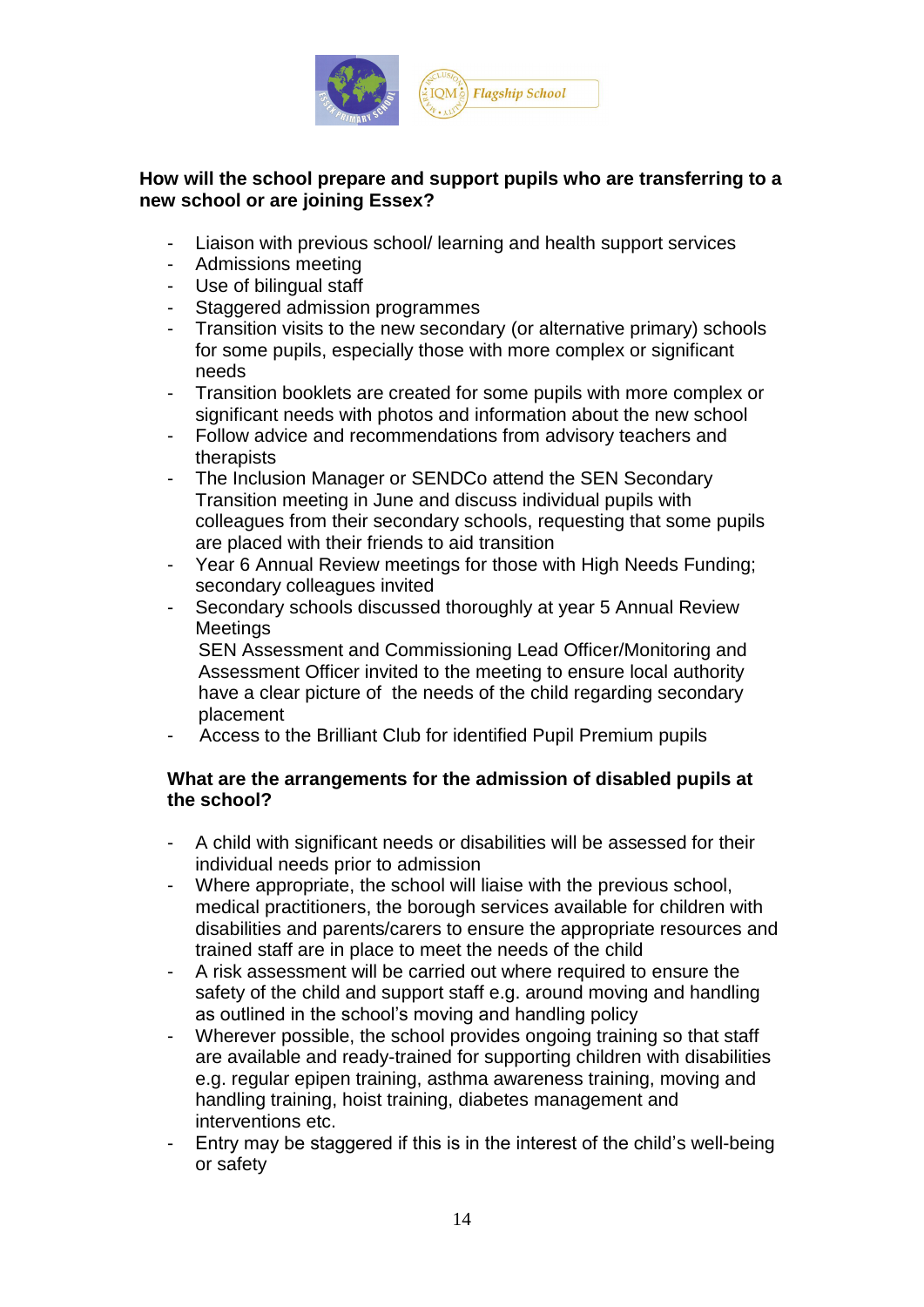**How will the school prepare and support pupils who are transferring to a new school or are joining Essex?**

- Liaison with previous school/ learning and health support services
- Admissions meeting
- Use of bilingual staff
- Staggered admission programmes
- Transition visits to the new secondary (or alternative primary) schools for some pupils, especially those with more complex or significant needs
- Transition booklets are created for some pupils with more complex or significant needs with photos and information about the new school
- Follow advice and recommendations from advisory teachers and therapists
- The Inclusion Manager or SENDCo attend the SEN Secondary Transition meeting in June and discuss individual pupils with colleagues from their secondary schools, requesting that some pupils are placed with their friends to aid transition
- Year 6 Annual Review meetings for those with High Needs Funding; secondary colleagues invited
- Secondary schools discussed thoroughly at year 5 Annual Review Meetings
  SEN Assessment and Commissioning Lead Officer/Monitoring and Assessment Officer invited to the meeting to ensure local authority have a clear picture of the needs of the child regarding secondary placement
- Access to the Brilliant Club for identified Pupil Premium pupils

**What are the arrangements for the admission of disabled pupils at the school?**

- A child with significant needs or disabilities will be assessed for their individual needs prior to admission
- Where appropriate, the school will liaise with the previous school, medical practitioners, the borough services available for children with disabilities and parents/carers to ensure the appropriate resources and trained staff are in place to meet the needs of the child
- A risk assessment will be carried out where required to ensure the safety of the child and support staff e.g. around moving and handling as outlined in the school's moving and handling policy
- Wherever possible, the school provides ongoing training so that staff are available and ready-trained for supporting children with disabilities e.g. regular epipen training, asthma awareness training, moving and handling training, hoist training, diabetes management and interventions etc.
- Entry may be staggered if this is in the interest of the child's well-being or safety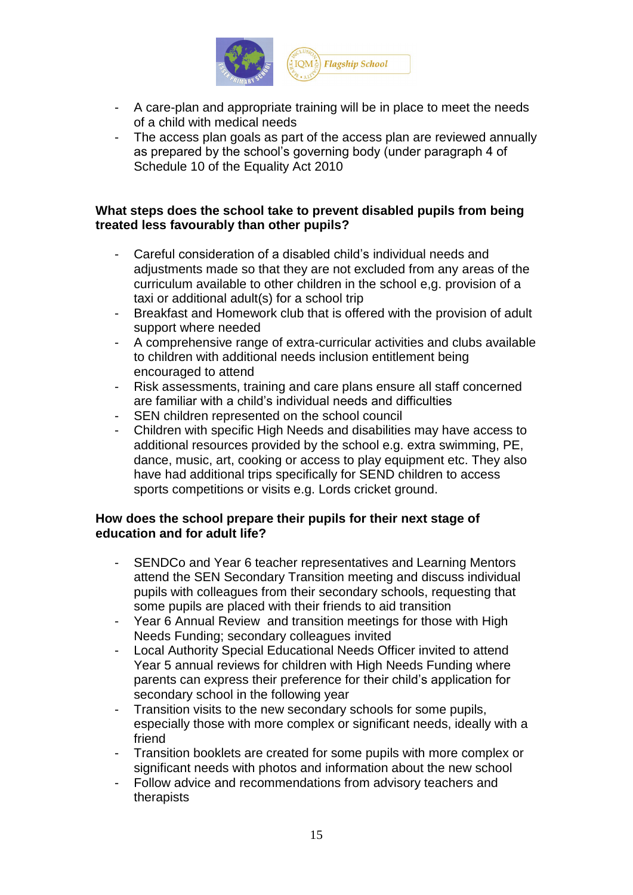- A care-plan and appropriate training will be in place to meet the needs of a child with medical needs
- The access plan goals as part of the access plan are reviewed annually as prepared by the school's governing body (under paragraph 4 of Schedule 10 of the Equality Act 2010

**What steps does the school take to prevent disabled pupils from being treated less favourably than other pupils?**

- Careful consideration of a disabled child's individual needs and adjustments made so that they are not excluded from any areas of the curriculum available to other children in the school e,g. provision of a taxi or additional adult(s) for a school trip
- Breakfast and Homework club that is offered with the provision of adult support where needed
- A comprehensive range of extra-curricular activities and clubs available to children with additional needs inclusion entitlement being encouraged to attend
- Risk assessments, training and care plans ensure all staff concerned are familiar with a child's individual needs and difficulties
- SEN children represented on the school council
- Children with specific High Needs and disabilities may have access to additional resources provided by the school e.g. extra swimming, PE, dance, music, art, cooking or access to play equipment etc. They also have had additional trips specifically for SEND children to access sports competitions or visits e.g. Lords cricket ground.

**How does the school prepare their pupils for their next stage of education and for adult life?**

- SENDCo and Year 6 teacher representatives and Learning Mentors attend the SEN Secondary Transition meeting and discuss individual pupils with colleagues from their secondary schools, requesting that some pupils are placed with their friends to aid transition
- Year 6 Annual Review and transition meetings for those with High Needs Funding; secondary colleagues invited
- Local Authority Special Educational Needs Officer invited to attend Year 5 annual reviews for children with High Needs Funding where parents can express their preference for their child's application for secondary school in the following year
- Transition visits to the new secondary schools for some pupils, especially those with more complex or significant needs, ideally with a friend
- Transition booklets are created for some pupils with more complex or significant needs with photos and information about the new school
- Follow advice and recommendations from advisory teachers and therapists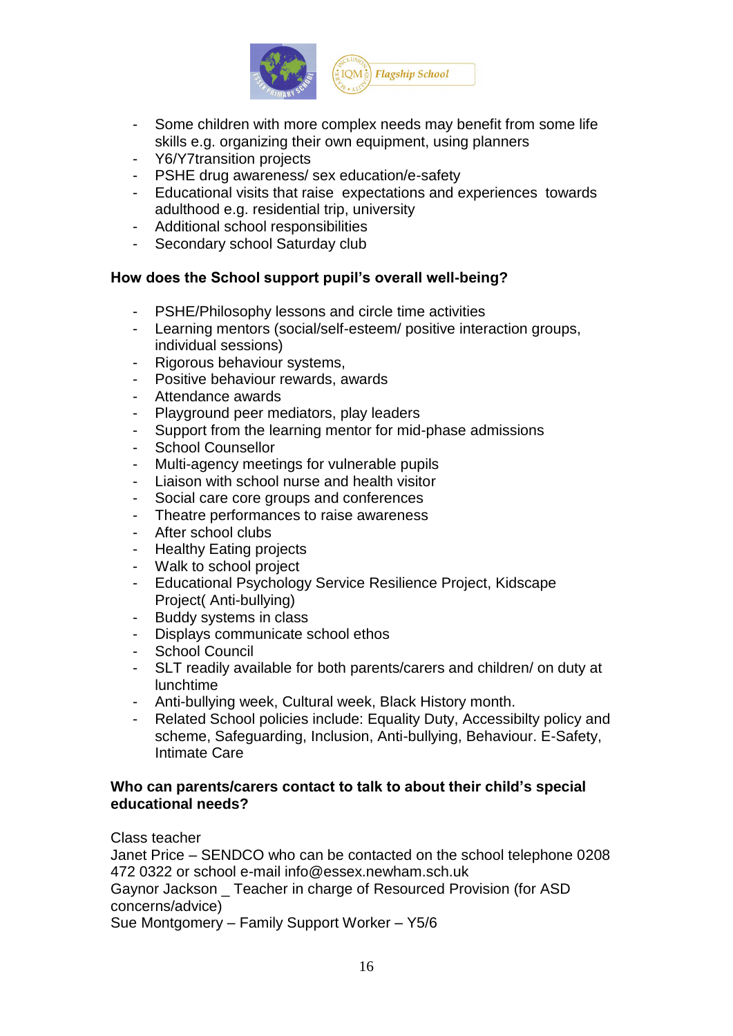- Some children with more complex needs may benefit from some life skills e.g. organizing their own equipment, using planners
- Y6/Y7transition projects
- PSHE drug awareness/ sex education/e-safety
- Educational visits that raise expectations and experiences towards adulthood e.g. residential trip, university
- Additional school responsibilities
- Secondary school Saturday club

**How does the School support pupil's overall well-being?**

- PSHE/Philosophy lessons and circle time activities
- Learning mentors (social/self-esteem/ positive interaction groups, individual sessions)
- Rigorous behaviour systems,
- Positive behaviour rewards, awards
- Attendance awards
- Playground peer mediators, play leaders
- Support from the learning mentor for mid-phase admissions
- School Counsellor
- Multi-agency meetings for vulnerable pupils
- Liaison with school nurse and health visitor
- Social care core groups and conferences
- Theatre performances to raise awareness
- After school clubs
- Healthy Eating projects
- Walk to school project
- Educational Psychology Service Resilience Project, Kidscape Project( Anti-bullying)
- Buddy systems in class
- Displays communicate school ethos
- School Council
- SLT readily available for both parents/carers and children/ on duty at lunchtime
- Anti-bullying week, Cultural week, Black History month.
- Related School policies include: Equality Duty, Accessibilty policy and scheme, Safeguarding, Inclusion, Anti-bullying, Behaviour. E-Safety, Intimate Care

**Who can parents/carers contact to talk to about their child's special educational needs?**

Class teacher
Janet Price – SENDCO who can be contacted on the school telephone 0208 472 0322 or school e-mail info@essex.newham.sch.uk
Gaynor Jackson _ Teacher in charge of Resourced Provision (for ASD concerns/advice)
Sue Montgomery – Family Support Worker – Y5/6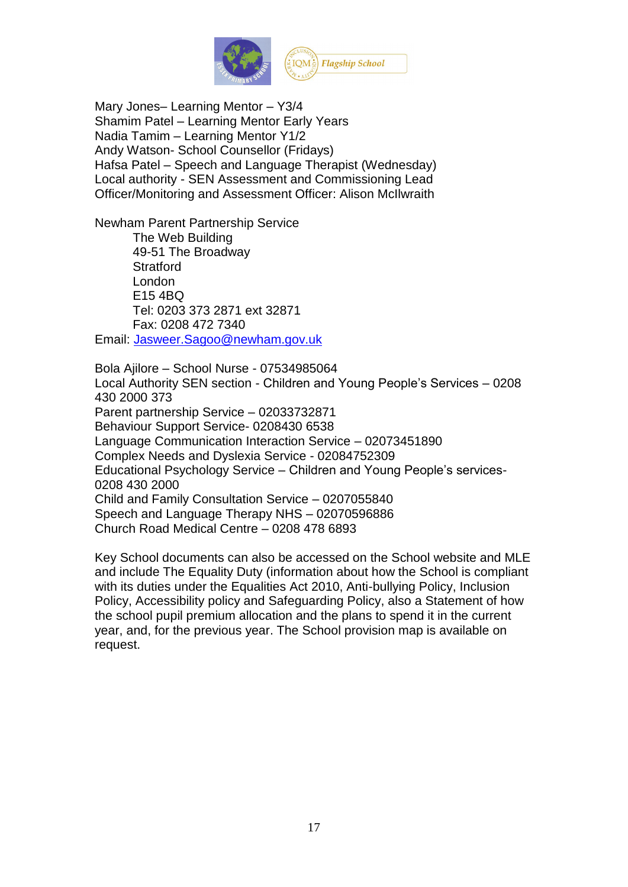Mary Jones– Learning Mentor – Y3/4
Shamim Patel – Learning Mentor Early Years
Nadia Tamim – Learning Mentor Y1/2
Andy Watson- School Counsellor (Fridays)
Hafsa Patel – Speech and Language Therapist (Wednesday)
Local authority - SEN Assessment and Commissioning Lead Officer/Monitoring and Assessment Officer: Alison McIlwraith

Newham Parent Partnership Service

The Web Building
49-51 The Broadway
Stratford
London
E15 4BQ
Tel: 0203 373 2871 ext 32871
Fax: 0208 472 7340

Email: Jasweer.Sagoo@newham.gov.uk

Bola Ajilore – School Nurse - 07534985064
Local Authority SEN section - Children and Young People's Services – 0208 430 2000 373
Parent partnership Service – 02033732871
Behaviour Support Service- 0208430 6538
Language Communication Interaction Service – 02073451890
Complex Needs and Dyslexia Service - 02084752309
Educational Psychology Service – Children and Young People's services- 0208 430 2000
Child and Family Consultation Service – 0207055840
Speech and Language Therapy NHS – 02070596886
Church Road Medical Centre – 0208 478 6893

Key School documents can also be accessed on the School website and MLE and include The Equality Duty (information about how the School is compliant with its duties under the Equalities Act 2010, Anti-bullying Policy, Inclusion Policy, Accessibility policy and Safeguarding Policy, also a Statement of how the school pupil premium allocation and the plans to spend it in the current year, and, for the previous year. The School provision map is available on request.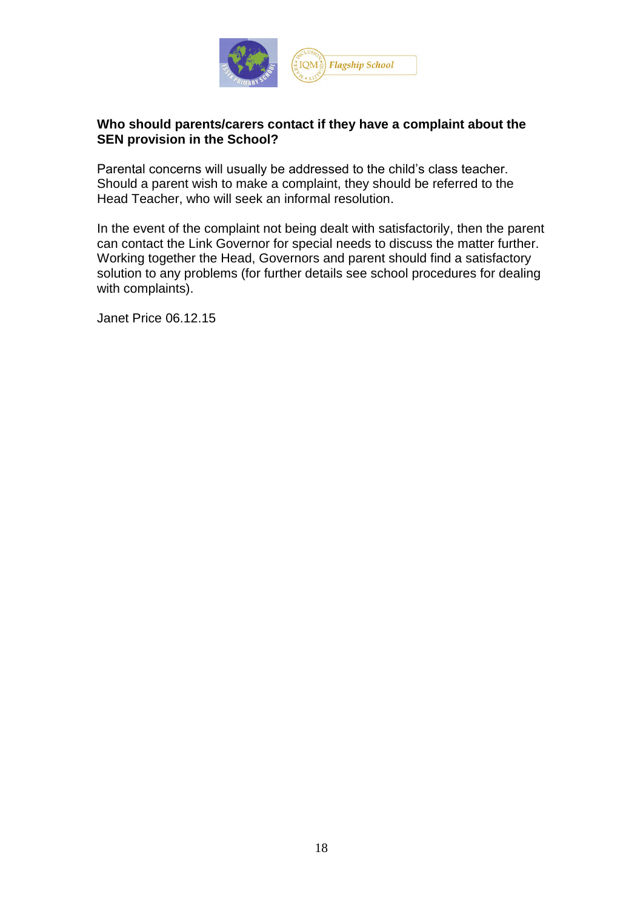**Who should parents/carers contact if they have a complaint about the SEN provision in the School?**

Parental concerns will usually be addressed to the child's class teacher. Should a parent wish to make a complaint, they should be referred to the Head Teacher, who will seek an informal resolution.

In the event of the complaint not being dealt with satisfactorily, then the parent can contact the Link Governor for special needs to discuss the matter further. Working together the Head, Governors and parent should find a satisfactory solution to any problems (for further details see school procedures for dealing with complaints).

Janet Price 06.12.15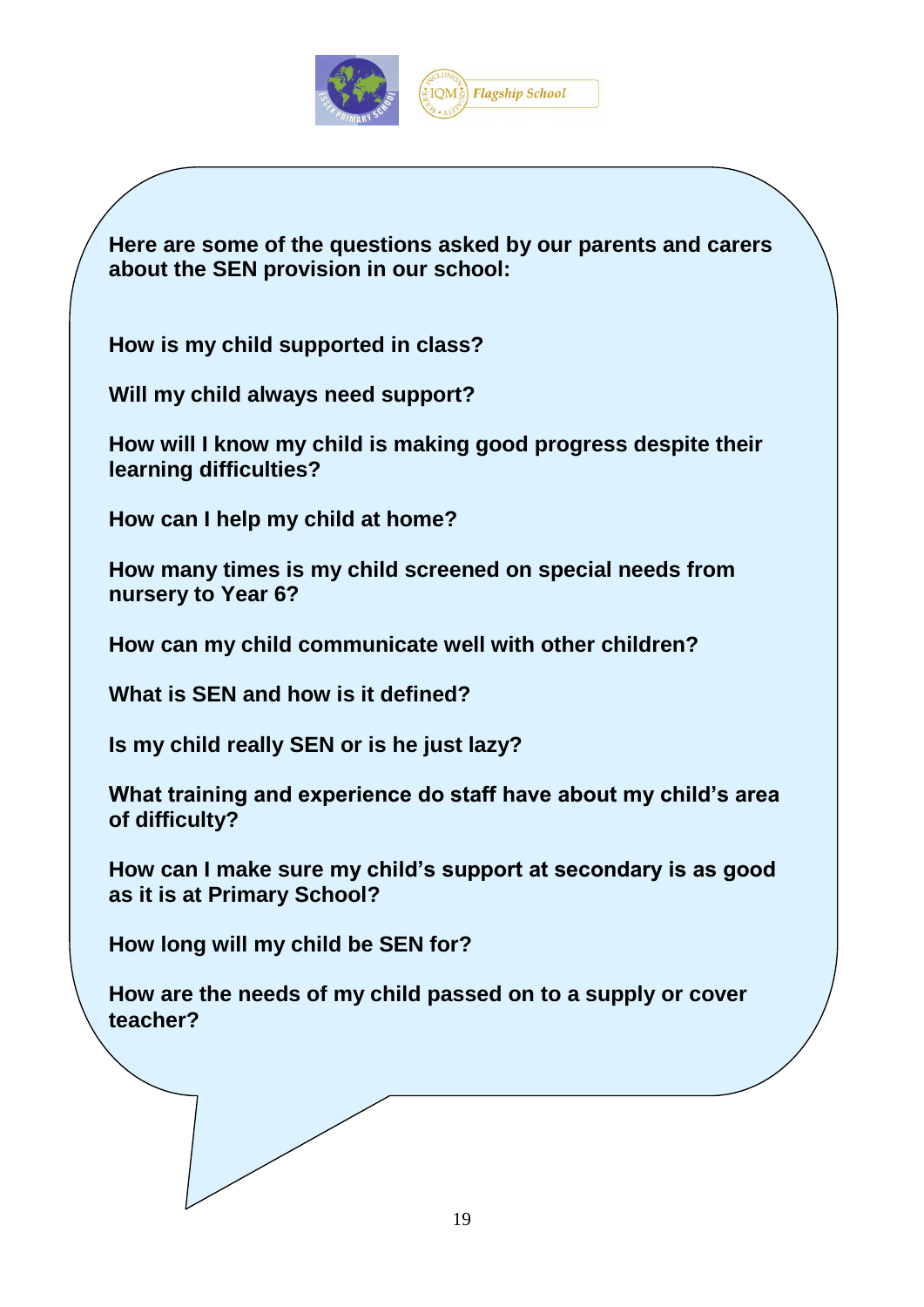**Here are some of the questions asked by our parents and carers about the SEN provision in our school:**

**How is my child supported in class?**

**Will my child always need support?**

**How will I know my child is making good progress despite their learning difficulties?**

**How can I help my child at home?**

**How many times is my child screened on special needs from nursery to Year 6?**

**How can my child communicate well with other children?**

**What is SEN and how is it defined?**

**Is my child really SEN or is he just lazy?**

**What training and experience do staff have about my child's area of difficulty?**

**How can I make sure my child's support at secondary is as good as it is at Primary School?**

**How long will my child be SEN for?**

**How are the needs of my child passed on to a supply or cover teacher?**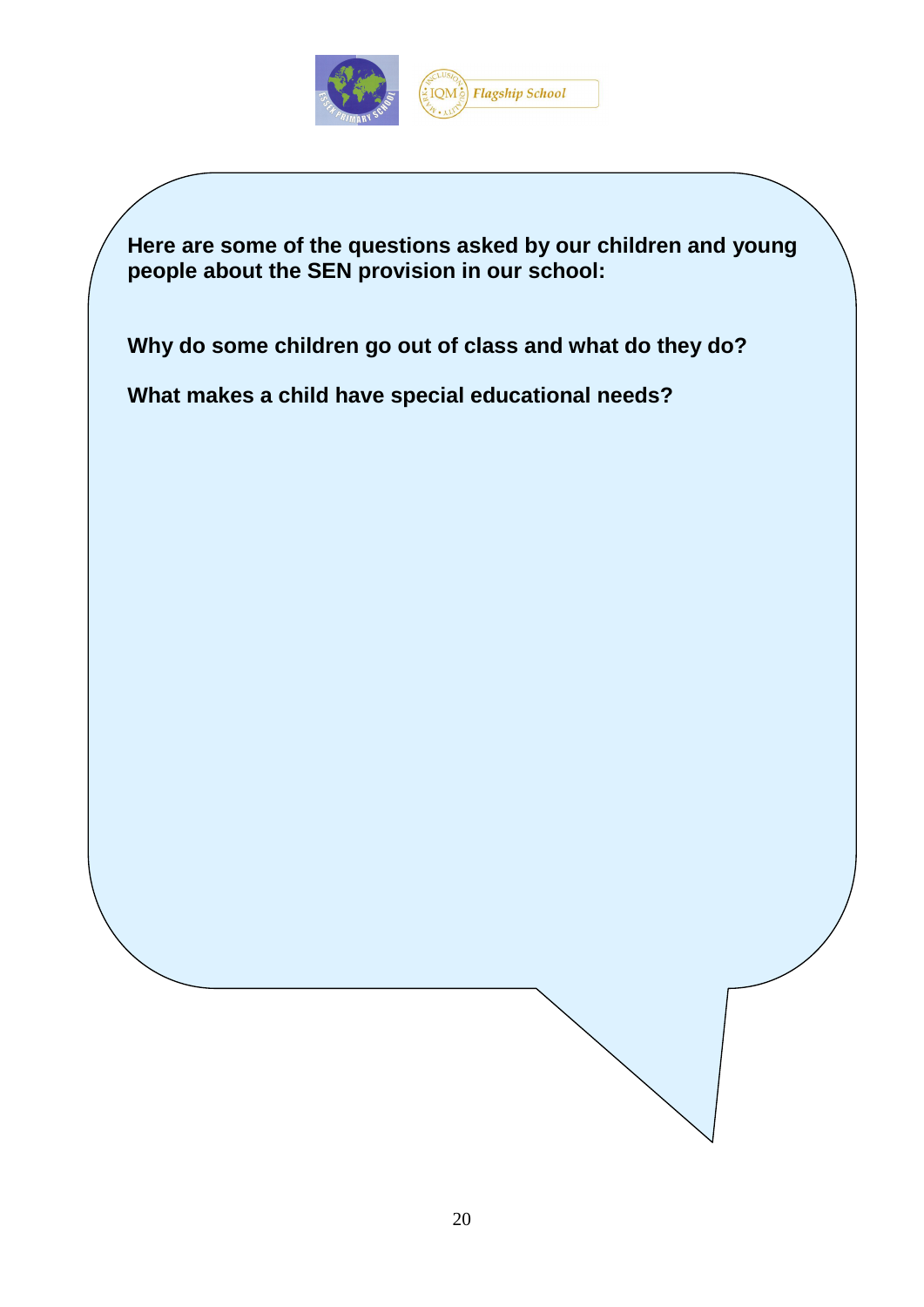**Here are some of the questions asked by our children and young people about the SEN provision in our school:**

**Why do some children go out of class and what do they do?**

**What makes a child have special educational needs?**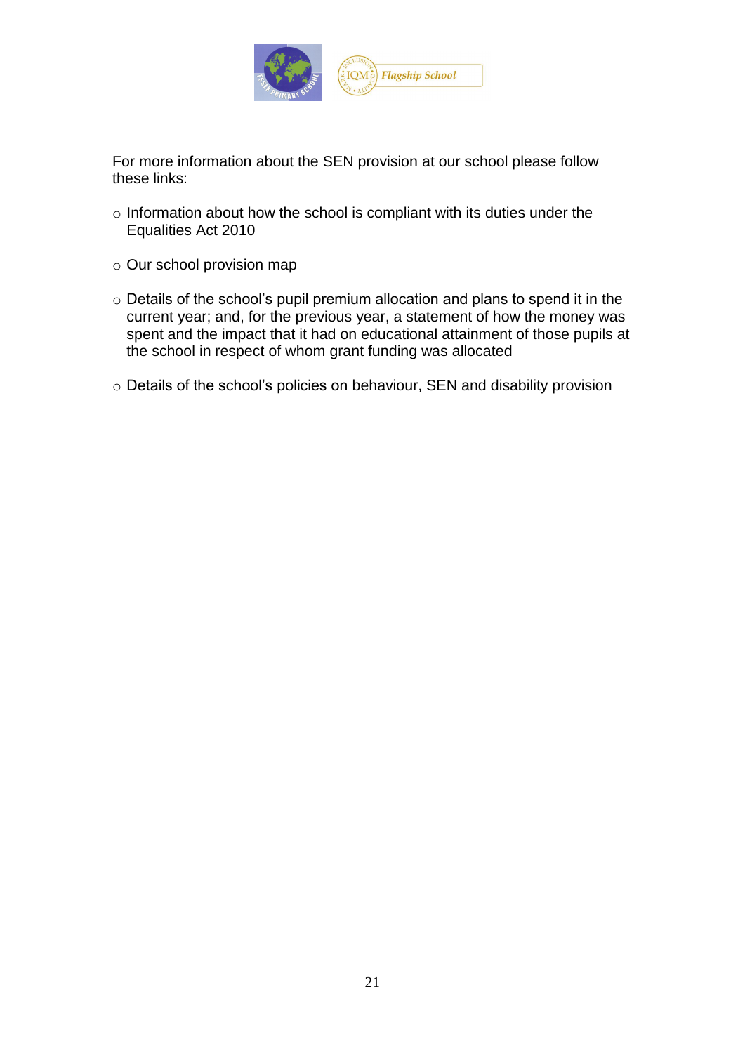For more information about the SEN provision at our school please follow these links:

- Information about how the school is compliant with its duties under the Equalities Act 2010
- Our school provision map
- Details of the school's pupil premium allocation and plans to spend it in the current year; and, for the previous year, a statement of how the money was spent and the impact that it had on educational attainment of those pupils at the school in respect of whom grant funding was allocated
- Details of the school's policies on behaviour, SEN and disability provision